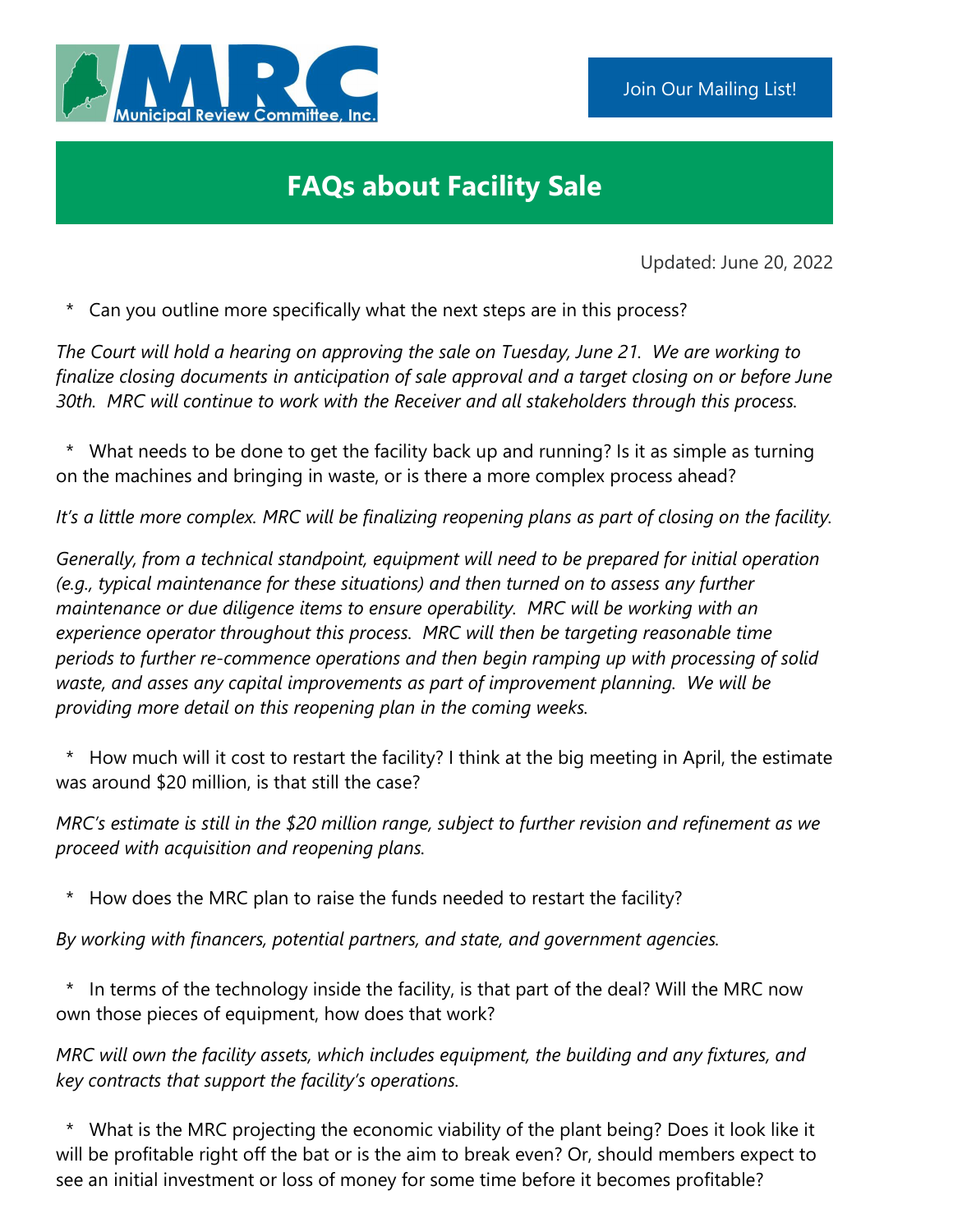Municipal Review Committee, Inc.

Join Our Mailing List!

# FAQs about Facility Sale

Updated: June 20, 2022

* Can you outline more specifically what the next steps are in this process?

*The Court will hold a hearing on approving the sale on Tuesday, June 21. We are working to finalize closing documents in anticipation of sale approval and a target closing on or before June 30th. MRC will continue to work with the Receiver and all stakeholders through this process.*

* What needs to be done to get the facility back up and running? Is it as simple as turning on the machines and bringing in waste, or is there a more complex process ahead?

*It's a little more complex. MRC will be finalizing reopening plans as part of closing on the facility.*

*Generally, from a technical standpoint, equipment will need to be prepared for initial operation (e.g., typical maintenance for these situations) and then turned on to assess any further maintenance or due diligence items to ensure operability. MRC will be working with an experience operator throughout this process. MRC will then be targeting reasonable time periods to further re-commence operations and then begin ramping up with processing of solid waste, and asses any capital improvements as part of improvement planning. We will be providing more detail on this reopening plan in the coming weeks.*

* How much will it cost to restart the facility? I think at the big meeting in April, the estimate was around $20 million, is that still the case?

*MRC's estimate is still in the $20 million range, subject to further revision and refinement as we proceed with acquisition and reopening plans.*

* How does the MRC plan to raise the funds needed to restart the facility?

*By working with financers, potential partners, and state, and government agencies.*

* In terms of the technology inside the facility, is that part of the deal? Will the MRC now own those pieces of equipment, how does that work?

*MRC will own the facility assets, which includes equipment, the building and any fixtures, and key contracts that support the facility's operations.*

* What is the MRC projecting the economic viability of the plant being? Does it look like it will be profitable right off the bat or is the aim to break even? Or, should members expect to see an initial investment or loss of money for some time before it becomes profitable?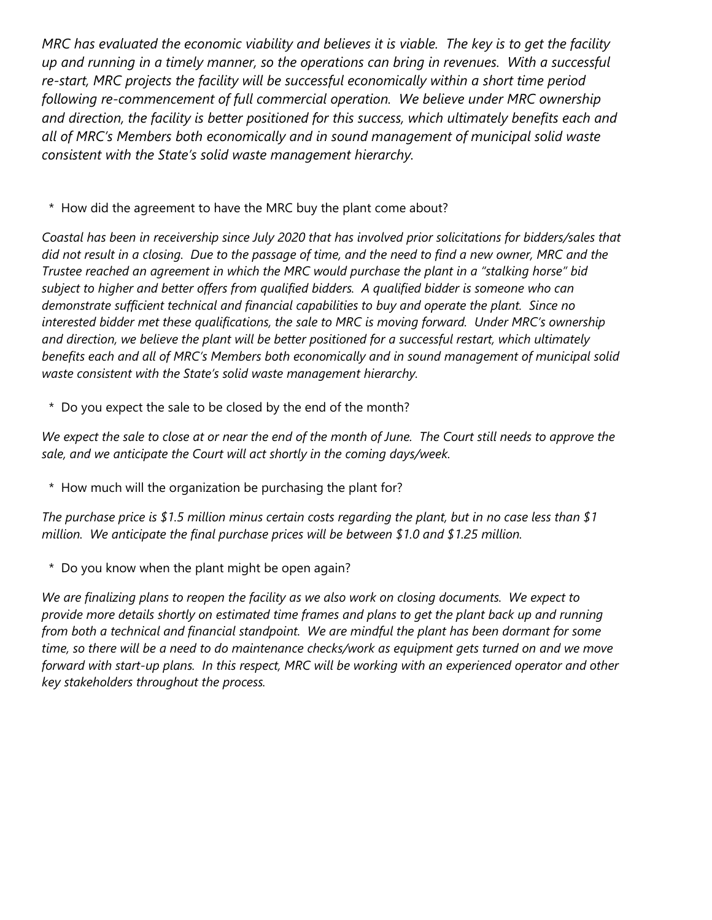*MRC has evaluated the economic viability and believes it is viable. The key is to get the facility up and running in a timely manner, so the operations can bring in revenues. With a successful re-start, MRC projects the facility will be successful economically within a short time period following re-commencement of full commercial operation. We believe under MRC ownership and direction, the facility is better positioned for this success, which ultimately benefits each and all of MRC's Members both economically and in sound management of municipal solid waste consistent with the State's solid waste management hierarchy.*

* How did the agreement to have the MRC buy the plant come about?

*Coastal has been in receivership since July 2020 that has involved prior solicitations for bidders/sales that did not result in a closing. Due to the passage of time, and the need to find a new owner, MRC and the Trustee reached an agreement in which the MRC would purchase the plant in a "stalking horse" bid subject to higher and better offers from qualified bidders. A qualified bidder is someone who can demonstrate sufficient technical and financial capabilities to buy and operate the plant. Since no interested bidder met these qualifications, the sale to MRC is moving forward. Under MRC's ownership and direction, we believe the plant will be better positioned for a successful restart, which ultimately benefits each and all of MRC's Members both economically and in sound management of municipal solid waste consistent with the State's solid waste management hierarchy.*

* Do you expect the sale to be closed by the end of the month?

*We expect the sale to close at or near the end of the month of June. The Court still needs to approve the sale, and we anticipate the Court will act shortly in the coming days/week.*

* How much will the organization be purchasing the plant for?

*The purchase price is $1.5 million minus certain costs regarding the plant, but in no case less than $1 million. We anticipate the final purchase prices will be between $1.0 and $1.25 million.*

* Do you know when the plant might be open again?

*We are finalizing plans to reopen the facility as we also work on closing documents. We expect to provide more details shortly on estimated time frames and plans to get the plant back up and running from both a technical and financial standpoint. We are mindful the plant has been dormant for some time, so there will be a need to do maintenance checks/work as equipment gets turned on and we move forward with start-up plans. In this respect, MRC will be working with an experienced operator and other key stakeholders throughout the process.*